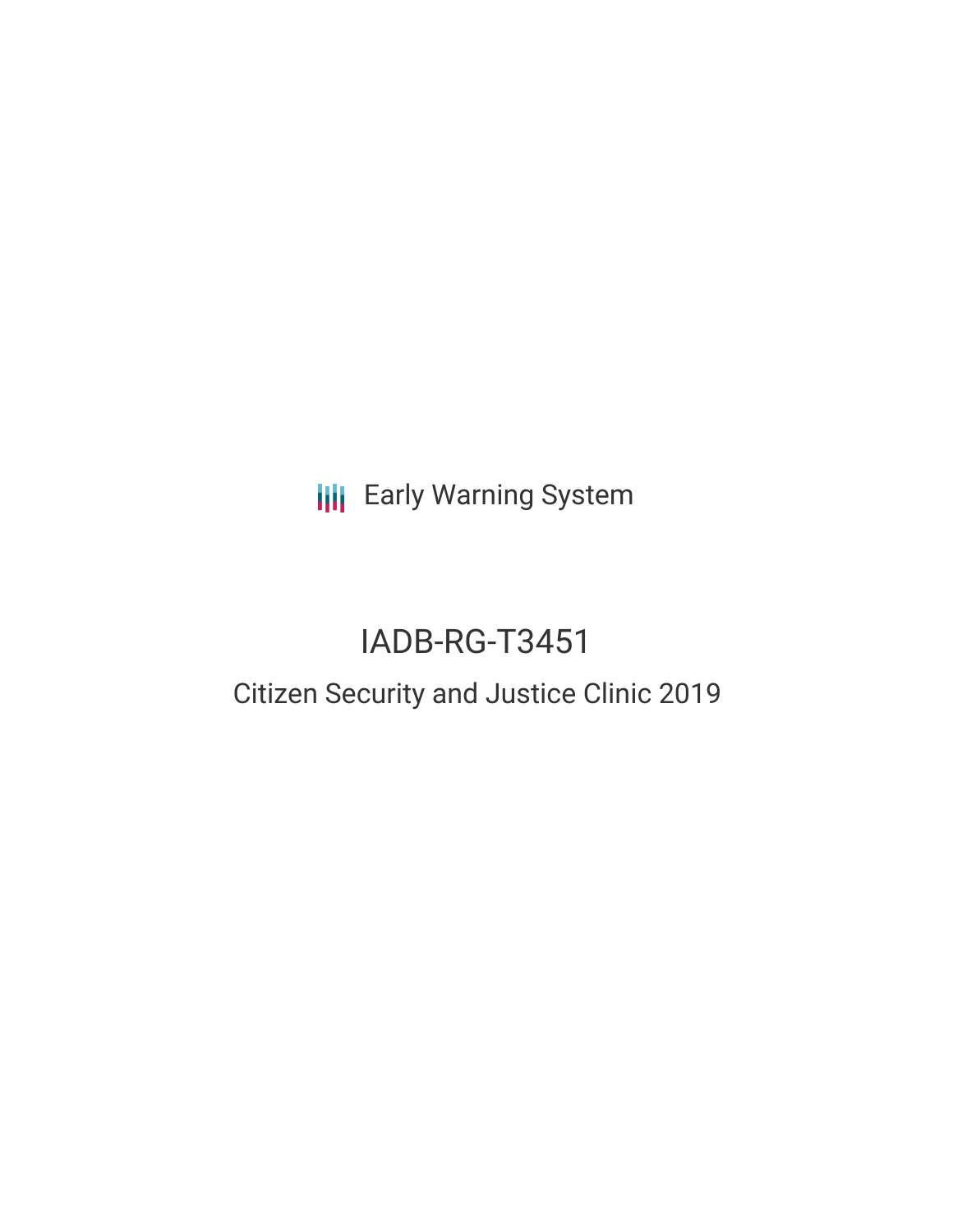Early Warning System

# IADB-RG-T3451

## Citizen Security and Justice Clinic 2019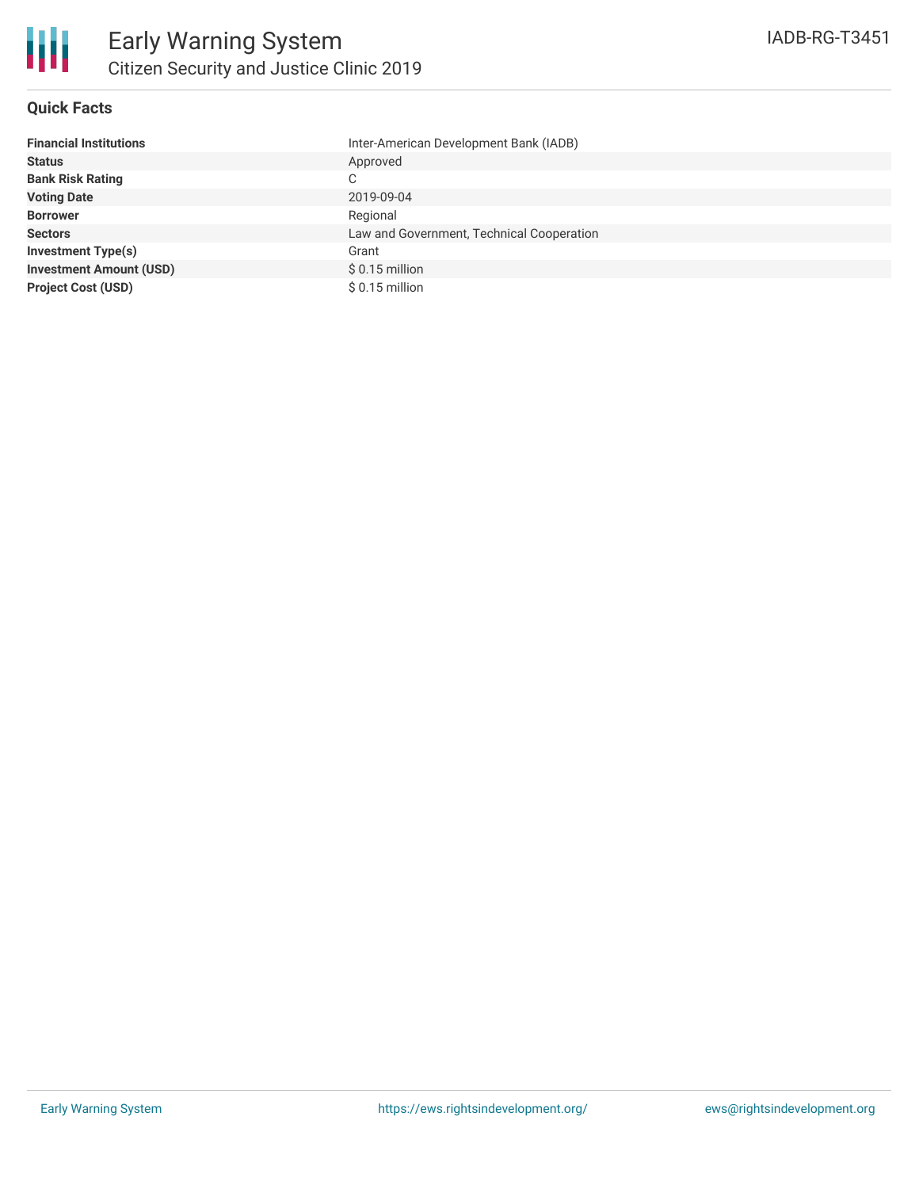# Early Warning System

## Citizen Security and Justice Clinic 2019

IADB-RG-T3451

### Quick Facts

| | |
|---|---|
| **Financial Institutions** | Inter-American Development Bank (IADB) |
| **Status** | Approved |
| **Bank Risk Rating** | C |
| **Voting Date** | 2019-09-04 |
| **Borrower** | Regional |
| **Sectors** | Law and Government, Technical Cooperation |
| **Investment Type(s)** | Grant |
| **Investment Amount (USD)** | $ 0.15 million |
| **Project Cost (USD)** | $ 0.15 million |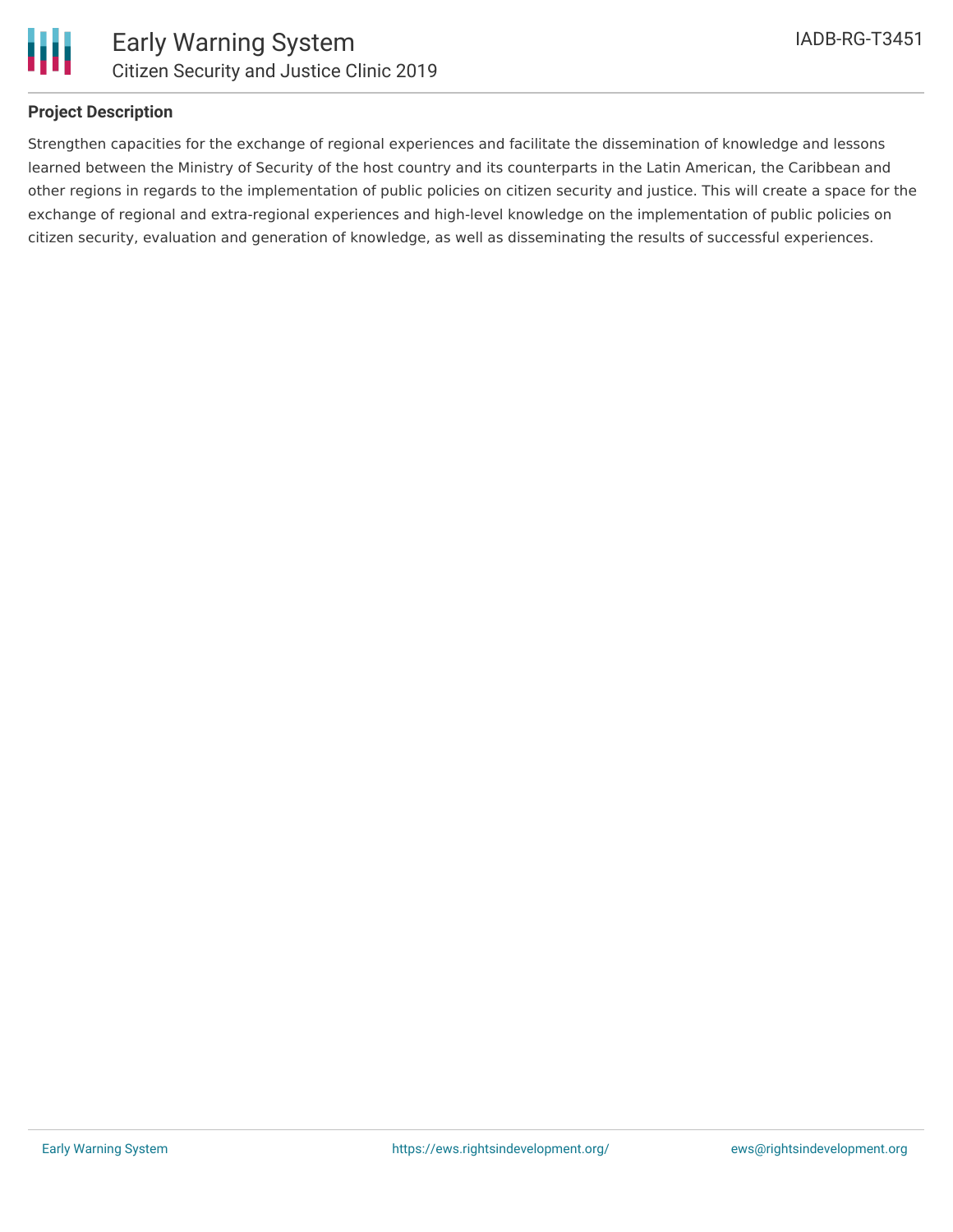## Project Description

Strengthen capacities for the exchange of regional experiences and facilitate the dissemination of knowledge and lessons learned between the Ministry of Security of the host country and its counterparts in the Latin American, the Caribbean and other regions in regards to the implementation of public policies on citizen security and justice. This will create a space for the exchange of regional and extra-regional experiences and high-level knowledge on the implementation of public policies on citizen security, evaluation and generation of knowledge, as well as disseminating the results of successful experiences.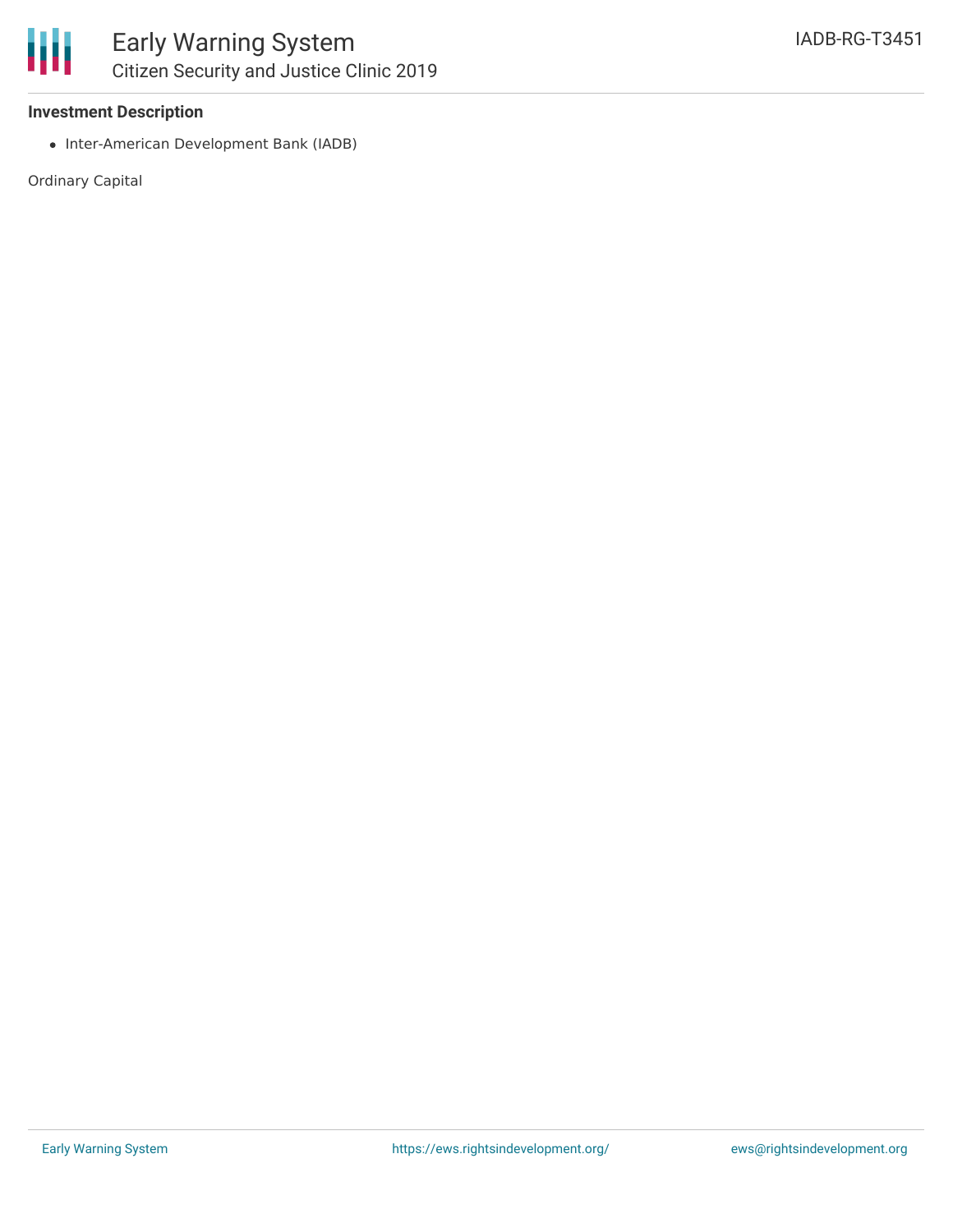### Investment Description

- Inter-American Development Bank (IADB)

Ordinary Capital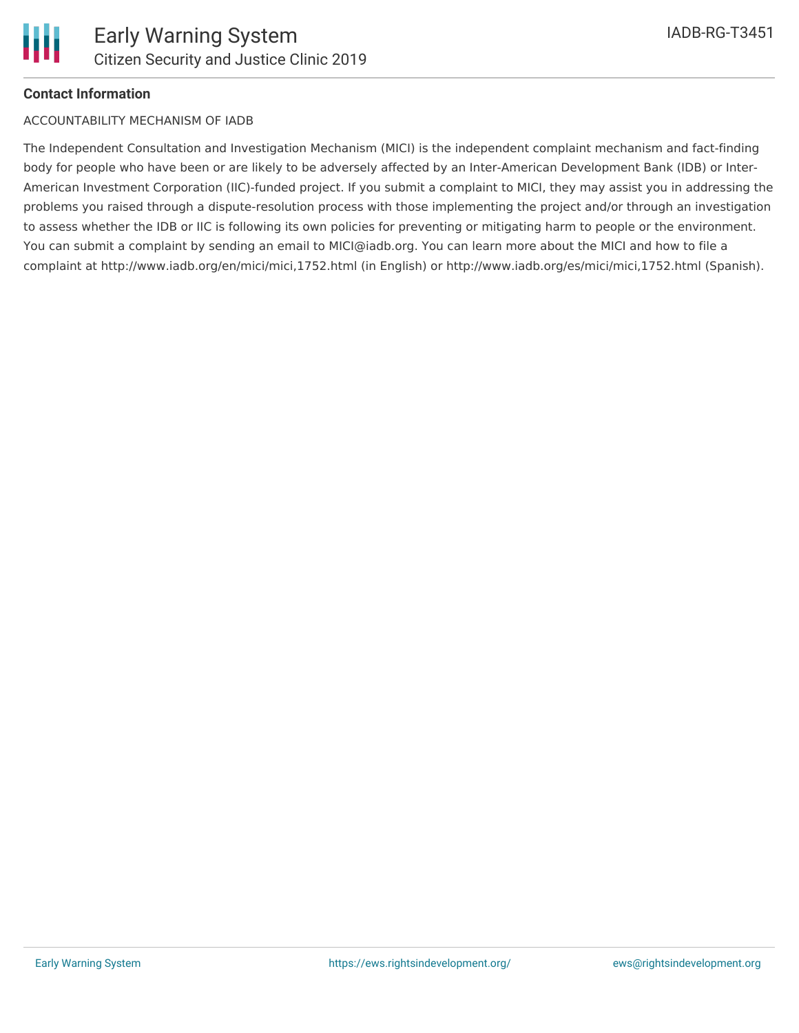**Contact Information**

ACCOUNTABILITY MECHANISM OF IADB

The Independent Consultation and Investigation Mechanism (MICI) is the independent complaint mechanism and fact-finding body for people who have been or are likely to be adversely affected by an Inter-American Development Bank (IDB) or Inter-American Investment Corporation (IIC)-funded project. If you submit a complaint to MICI, they may assist you in addressing the problems you raised through a dispute-resolution process with those implementing the project and/or through an investigation to assess whether the IDB or IIC is following its own policies for preventing or mitigating harm to people or the environment. You can submit a complaint by sending an email to MICI@iadb.org. You can learn more about the MICI and how to file a complaint at http://www.iadb.org/en/mici/mici,1752.html (in English) or http://www.iadb.org/es/mici/mici,1752.html (Spanish).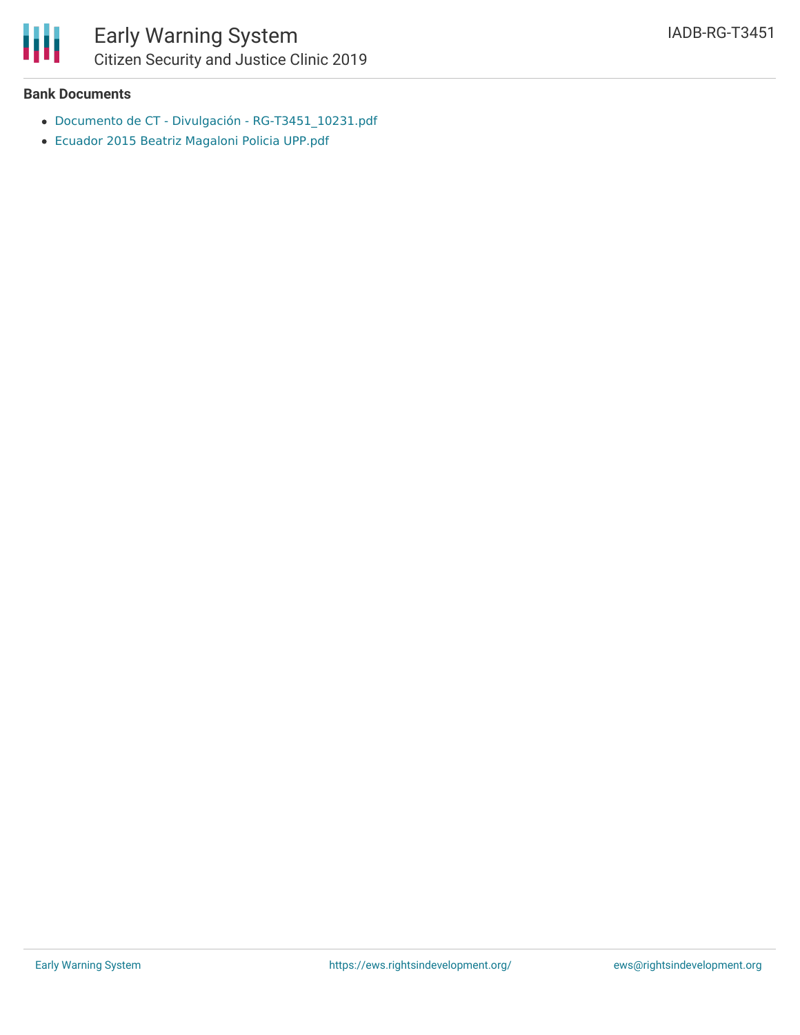**Bank Documents**

- Documento de CT - Divulgación - RG-T3451_10231.pdf
- Ecuador 2015 Beatriz Magaloni Policia UPP.pdf